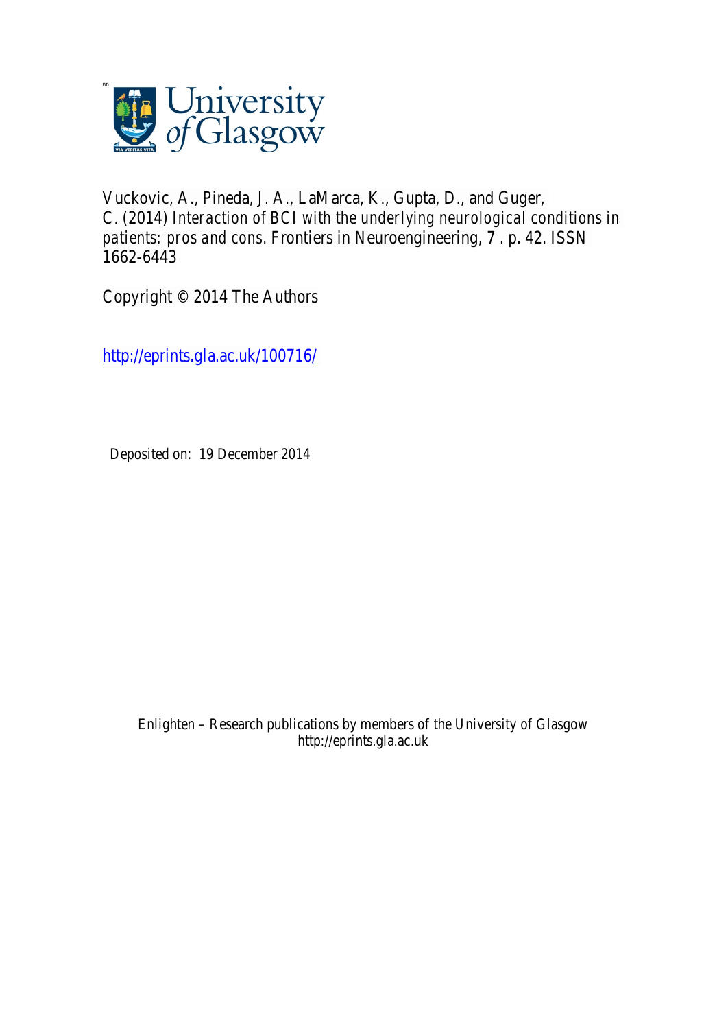University of Glasgow

Vuckovic, A., Pineda, J. A., LaMarca, K., Gupta, D., and Guger, C. (2014) *Interaction of BCI with the underlying neurological conditions in patients: pros and cons.* Frontiers in Neuroengineering, 7 . p. 42. ISSN 1662-6443

Copyright © 2014 The Authors

http://eprints.gla.ac.uk/100716/

Deposited on: 19 December 2014

Enlighten – Research publications by members of the University of Glasgow
http://eprints.gla.ac.uk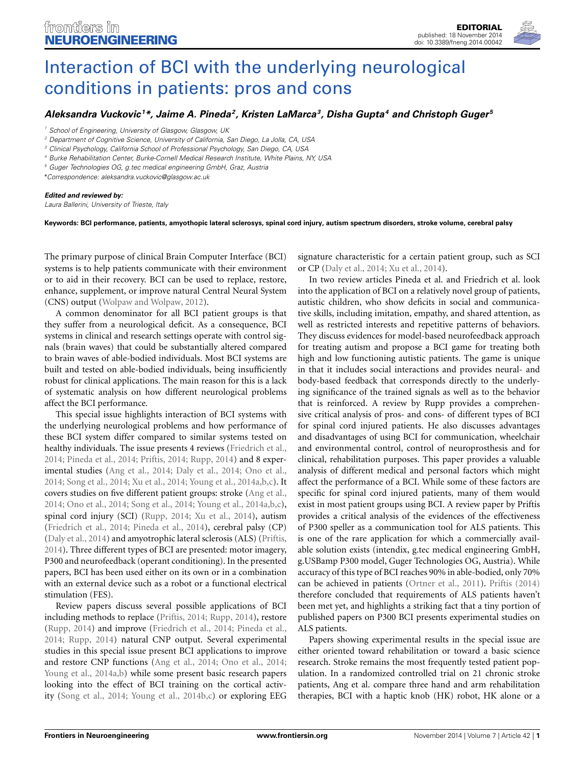# Interaction of BCI with the underlying neurological conditions in patients: pros and cons

***Aleksandra Vuckovic*[1]*, Jaime A. Pineda[2], Kristen LaMarca[3], Disha Gupta[4] and Christoph Guger[5]***

[1] School of Engineering, University of Glasgow, Glasgow, UK
[2] Department of Cognitive Science, University of California, San Diego, La Jolla, CA, USA
[3] Clinical Psychology, California School of Professional Psychology, San Diego, CA, USA
[4] Burke Rehabilitation Center, Burke-Cornell Medical Research Institute, White Plains, NY, USA
[5] Guger Technologies OG, g.tec medical engineering GmbH, Graz, Austria
*Correspondence: aleksandra.vuckovic@glasgow.ac.uk

***Edited and reviewed by:***
*Laura Ballerini, University of Trieste, Italy*

**Keywords: BCI performance, patients, amyothopic lateral sclerosys, spinal cord injury, autism spectrum disorders, stroke volume, cerebral palsy**

The primary purpose of clinical Brain Computer Interface (BCI) systems is to help patients communicate with their environment or to aid in their recovery. BCI can be used to replace, restore, enhance, supplement, or improve natural Central Neural System (CNS) output (Wolpaw and Wolpaw, 2012).

A common denominator for all BCI patient groups is that they suffer from a neurological deficit. As a consequence, BCI systems in clinical and research settings operate with control signals (brain waves) that could be substantially altered compared to brain waves of able-bodied individuals. Most BCI systems are built and tested on able-bodied individuals, being insufficiently robust for clinical applications. The main reason for this is a lack of systematic analysis on how different neurological problems affect the BCI performance.

This special issue highlights interaction of BCI systems with the underlying neurological problems and how performance of these BCI system differ compared to similar systems tested on healthy individuals. The issue presents 4 reviews (Friedrich et al., 2014; Pineda et al., 2014; Priftis, 2014; Rupp, 2014) and 8 experimental studies (Ang et al., 2014; Daly et al., 2014; Ono et al., 2014; Song et al., 2014; Xu et al., 2014; Young et al., 2014a,b,c). It covers studies on five different patient groups: stroke (Ang et al., 2014; Ono et al., 2014; Song et al., 2014; Young et al., 2014a,b,c), spinal cord injury (SCI) (Rupp, 2014; Xu et al., 2014), autism (Friedrich et al., 2014; Pineda et al., 2014), cerebral palsy (CP) (Daly et al., 2014) and amyotrophic lateral sclerosis (ALS) (Priftis, 2014). Three different types of BCI are presented: motor imagery, P300 and neurofeedback (operant conditioning). In the presented papers, BCI has been used either on its own or in a combination with an external device such as a robot or a functional electrical stimulation (FES).

Review papers discuss several possible applications of BCI including methods to replace (Priftis, 2014; Rupp, 2014), restore (Rupp, 2014) and improve (Friedrich et al., 2014; Pineda et al., 2014; Rupp, 2014) natural CNP output. Several experimental studies in this special issue present BCI applications to improve and restore CNP functions (Ang et al., 2014; Ono et al., 2014; Young et al., 2014a,b) while some present basic research papers looking into the effect of BCI training on the cortical activity (Song et al., 2014; Young et al., 2014b,c) or exploring EEG signature characteristic for a certain patient group, such as SCI or CP (Daly et al., 2014; Xu et al., 2014).

In two review articles Pineda et al. and Friedrich et al. look into the application of BCI on a relatively novel group of patients, autistic children, who show deficits in social and communicative skills, including imitation, empathy, and shared attention, as well as restricted interests and repetitive patterns of behaviors. They discuss evidences for model-based neurofeedback approach for treating autism and propose a BCI game for treating both high and low functioning autistic patients. The game is unique in that it includes social interactions and provides neural- and body-based feedback that corresponds directly to the underlying significance of the trained signals as well as to the behavior that is reinforced. A review by Rupp provides a comprehensive critical analysis of pros- and cons- of different types of BCI for spinal cord injured patients. He also discusses advantages and disadvantages of using BCI for communication, wheelchair and environmental control, control of neuroprosthesis and for clinical, rehabilitation purposes. This paper provides a valuable analysis of different medical and personal factors which might affect the performance of a BCI. While some of these factors are specific for spinal cord injured patients, many of them would exist in most patient groups using BCI. A review paper by Priftis provides a critical analysis of the evidences of the effectiveness of P300 speller as a communication tool for ALS patients. This is one of the rare application for which a commercially available solution exists (intendix, g.tec medical engineering GmbH, g.USBamp P300 model, Guger Technologies OG, Austria). While accuracy of this type of BCI reaches 90% in able-bodied, only 70% can be achieved in patients (Ortner et al., 2011). Priftis (2014) therefore concluded that requirements of ALS patients haven't been met yet, and highlights a striking fact that a tiny portion of published papers on P300 BCI presents experimental studies on ALS patients.

Papers showing experimental results in the special issue are either oriented toward rehabilitation or toward a basic science research. Stroke remains the most frequently tested patient population. In a randomized controlled trial on 21 chronic stroke patients, Ang et al. compare three hand and arm rehabilitation therapies, BCI with a haptic knob (HK) robot, HK alone or a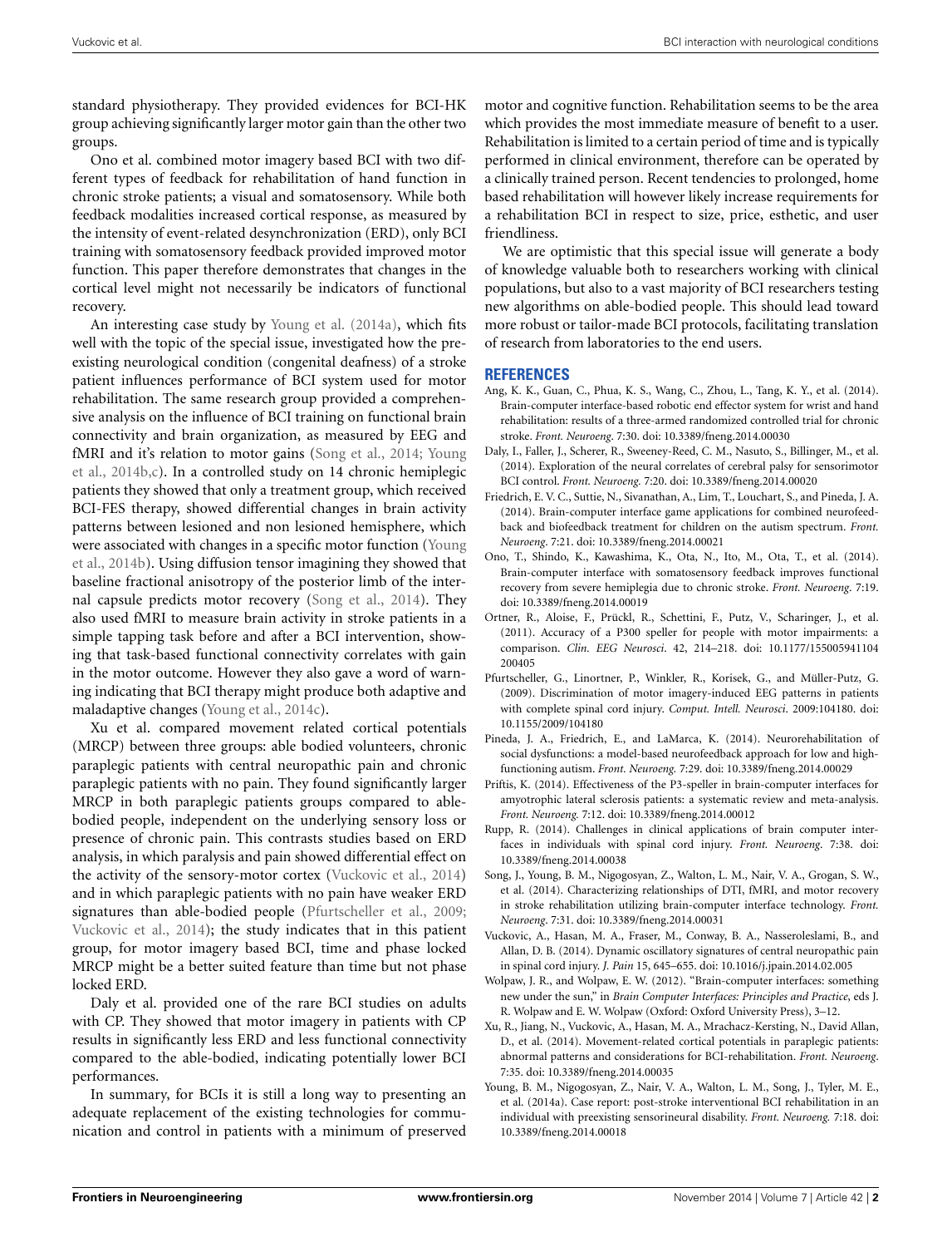standard physiotherapy. They provided evidences for BCI-HK group achieving significantly larger motor gain than the other two groups.

Ono et al. combined motor imagery based BCI with two different types of feedback for rehabilitation of hand function in chronic stroke patients; a visual and somatosensory. While both feedback modalities increased cortical response, as measured by the intensity of event-related desynchronization (ERD), only BCI training with somatosensory feedback provided improved motor function. This paper therefore demonstrates that changes in the cortical level might not necessarily be indicators of functional recovery.

An interesting case study by Young et al. (2014a), which fits well with the topic of the special issue, investigated how the preexisting neurological condition (congenital deafness) of a stroke patient influences performance of BCI system used for motor rehabilitation. The same research group provided a comprehensive analysis on the influence of BCI training on functional brain connectivity and brain organization, as measured by EEG and fMRI and it's relation to motor gains (Song et al., 2014; Young et al., 2014b,c). In a controlled study on 14 chronic hemiplegic patients they showed that only a treatment group, which received BCI-FES therapy, showed differential changes in brain activity patterns between lesioned and non lesioned hemisphere, which were associated with changes in a specific motor function (Young et al., 2014b). Using diffusion tensor imagining they showed that baseline fractional anisotropy of the posterior limb of the internal capsule predicts motor recovery (Song et al., 2014). They also used fMRI to measure brain activity in stroke patients in a simple tapping task before and after a BCI intervention, showing that task-based functional connectivity correlates with gain in the motor outcome. However they also gave a word of warning indicating that BCI therapy might produce both adaptive and maladaptive changes (Young et al., 2014c).

Xu et al. compared movement related cortical potentials (MRCP) between three groups: able bodied volunteers, chronic paraplegic patients with central neuropathic pain and chronic paraplegic patients with no pain. They found significantly larger MRCP in both paraplegic patients groups compared to able-bodied people, independent on the underlying sensory loss or presence of chronic pain. This contrasts studies based on ERD analysis, in which paralysis and pain showed differential effect on the activity of the sensory-motor cortex (Vuckovic et al., 2014) and in which paraplegic patients with no pain have weaker ERD signatures than able-bodied people (Pfurtscheller et al., 2009; Vuckovic et al., 2014); the study indicates that in this patient group, for motor imagery based BCI, time and phase locked MRCP might be a better suited feature than time but not phase locked ERD.

Daly et al. provided one of the rare BCI studies on adults with CP. They showed that motor imagery in patients with CP results in significantly less ERD and less functional connectivity compared to the able-bodied, indicating potentially lower BCI performances.

In summary, for BCIs it is still a long way to presenting an adequate replacement of the existing technologies for communication and control in patients with a minimum of preserved motor and cognitive function. Rehabilitation seems to be the area which provides the most immediate measure of benefit to a user. Rehabilitation is limited to a certain period of time and is typically performed in clinical environment, therefore can be operated by a clinically trained person. Recent tendencies to prolonged, home based rehabilitation will however likely increase requirements for a rehabilitation BCI in respect to size, price, esthetic, and user friendliness.

We are optimistic that this special issue will generate a body of knowledge valuable both to researchers working with clinical populations, but also to a vast majority of BCI researchers testing new algorithms on able-bodied people. This should lead toward more robust or tailor-made BCI protocols, facilitating translation of research from laboratories to the end users.

## REFERENCES

Ang, K. K., Guan, C., Phua, K. S., Wang, C., Zhou, L., Tang, K. Y., et al. (2014). Brain-computer interface-based robotic end effector system for wrist and hand rehabilitation: results of a three-armed randomized controlled trial for chronic stroke. *Front. Neuroeng*. 7:30. doi: 10.3389/fneng.2014.00030

Daly, I., Faller, J., Scherer, R., Sweeney-Reed, C. M., Nasuto, S., Billinger, M., et al. (2014). Exploration of the neural correlates of cerebral palsy for sensorimotor BCI control. *Front. Neuroeng.* 7:20. doi: 10.3389/fneng.2014.00020

Friedrich, E. V. C., Suttie, N., Sivanathan, A., Lim, T., Louchart, S., and Pineda, J. A. (2014). Brain-computer interface game applications for combined neurofeedback and biofeedback treatment for children on the autism spectrum. *Front. Neuroeng*. 7:21. doi: 10.3389/fneng.2014.00021

Ono, T., Shindo, K., Kawashima, K., Ota, N., Ito, M., Ota, T., et al. (2014). Brain-computer interface with somatosensory feedback improves functional recovery from severe hemiplegia due to chronic stroke. *Front. Neuroeng*. 7:19. doi: 10.3389/fneng.2014.00019

Ortner, R., Aloise, F., Prückl, R., Schettini, F., Putz, V., Scharinger, J., et al. (2011). Accuracy of a P300 speller for people with motor impairments: a comparison. *Clin. EEG Neurosci*. 42, 214–218. doi: 10.1177/155005941104200405

Pfurtscheller, G., Linortner, P., Winkler, R., Korisek, G., and Müller-Putz, G. (2009). Discrimination of motor imagery-induced EEG patterns in patients with complete spinal cord injury. *Comput. Intell. Neurosci*. 2009:104180. doi: 10.1155/2009/104180

Pineda, J. A., Friedrich, E., and LaMarca, K. (2014). Neurorehabilitation of social dysfunctions: a model-based neurofeedback approach for low and high-functioning autism. *Front. Neuroeng.* 7:29. doi: 10.3389/fneng.2014.00029

Priftis, K. (2014). Effectiveness of the P3-speller in brain-computer interfaces for amyotrophic lateral sclerosis patients: a systematic review and meta-analysis. *Front. Neuroeng.* 7:12. doi: 10.3389/fneng.2014.00012

Rupp, R. (2014). Challenges in clinical applications of brain computer interfaces in individuals with spinal cord injury. *Front. Neuroeng*. 7:38. doi: 10.3389/fneng.2014.00038

Song, J., Young, B. M., Nigogosyan, Z., Walton, L. M., Nair, V. A., Grogan, S. W., et al. (2014). Characterizing relationships of DTI, fMRI, and motor recovery in stroke rehabilitation utilizing brain-computer interface technology. *Front. Neuroeng*. 7:31. doi: 10.3389/fneng.2014.00031

Vuckovic, A., Hasan, M. A., Fraser, M., Conway, B. A., Nasseroleslami, B., and Allan, D. B. (2014). Dynamic oscillatory signatures of central neuropathic pain in spinal cord injury. *J. Pain* 15, 645–655. doi: 10.1016/j.jpain.2014.02.005

Wolpaw, J. R., and Wolpaw, E. W. (2012). "Brain-computer interfaces: something new under the sun," in *Brain Computer Interfaces: Principles and Practice*, eds J. R. Wolpaw and E. W. Wolpaw (Oxford: Oxford University Press), 3–12.

Xu, R., Jiang, N., Vuckovic, A., Hasan, M. A., Mrachacz-Kersting, N., David Allan, D., et al. (2014). Movement-related cortical potentials in paraplegic patients: abnormal patterns and considerations for BCI-rehabilitation. *Front. Neuroeng*. 7:35. doi: 10.3389/fneng.2014.00035

Young, B. M., Nigogosyan, Z., Nair, V. A., Walton, L. M., Song, J., Tyler, M. E., et al. (2014a). Case report: post-stroke interventional BCI rehabilitation in an individual with preexisting sensorineural disability. *Front. Neuroeng.* 7:18. doi: 10.3389/fneng.2014.00018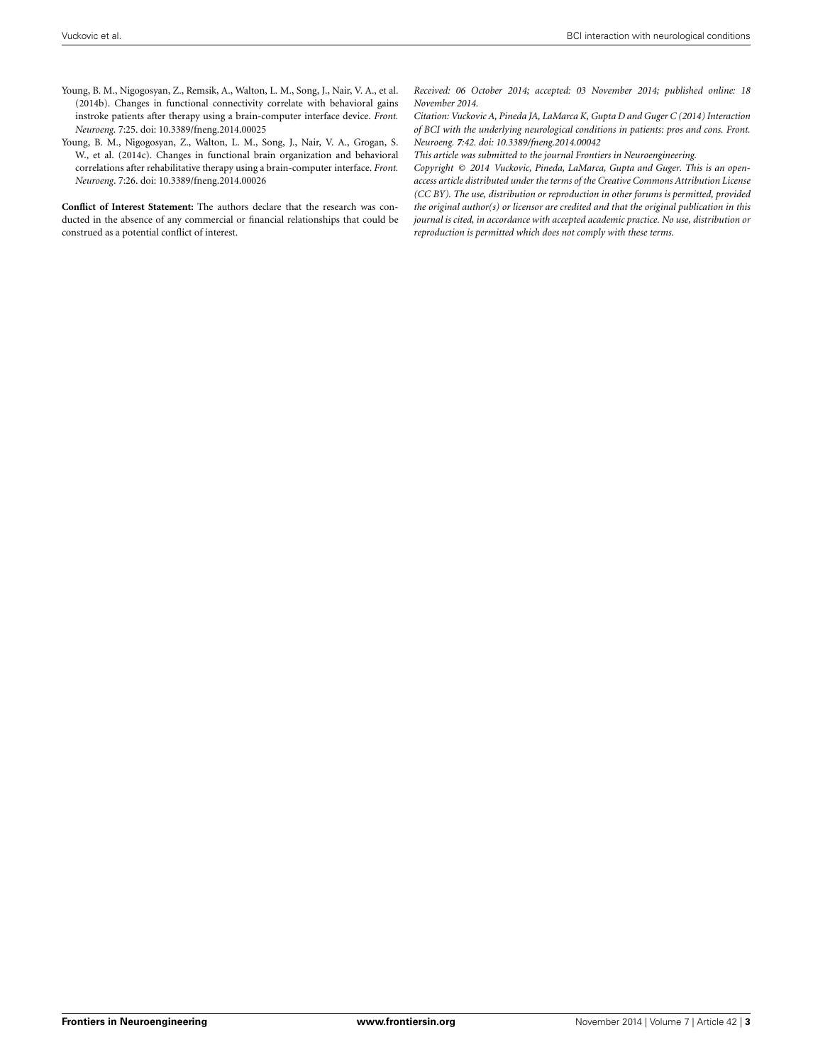Young, B. M., Nigogosyan, Z., Remsik, A., Walton, L. M., Song, J., Nair, V. A., et al. (2014b). Changes in functional connectivity correlate with behavioral gains instroke patients after therapy using a brain-computer interface device. *Front. Neuroeng.* 7:25. doi: 10.3389/fneng.2014.00025

Young, B. M., Nigogosyan, Z., Walton, L. M., Song, J., Nair, V. A., Grogan, S. W., et al. (2014c). Changes in functional brain organization and behavioral correlations after rehabilitative therapy using a brain-computer interface. *Front. Neuroeng*. 7:26. doi: 10.3389/fneng.2014.00026

**Conflict of Interest Statement:** The authors declare that the research was conducted in the absence of any commercial or financial relationships that could be construed as a potential conflict of interest.

*Received: 06 October 2014; accepted: 03 November 2014; published online: 18 November 2014.*

*Citation: Vuckovic A, Pineda JA, LaMarca K, Gupta D and Guger C (2014) Interaction of BCI with the underlying neurological conditions in patients: pros and cons. Front. Neuroeng.* ***7****:42. doi: 10.3389/fneng.2014.00042*

*This article was submitted to the journal Frontiers in Neuroengineering.*

*Copyright © 2014 Vuckovic, Pineda, LaMarca, Gupta and Guger. This is an open-access article distributed under the terms of the Creative Commons Attribution License (CC BY). The use, distribution or reproduction in other forums is permitted, provided the original author(s) or licensor are credited and that the original publication in this journal is cited, in accordance with accepted academic practice. No use, distribution or reproduction is permitted which does not comply with these terms.*